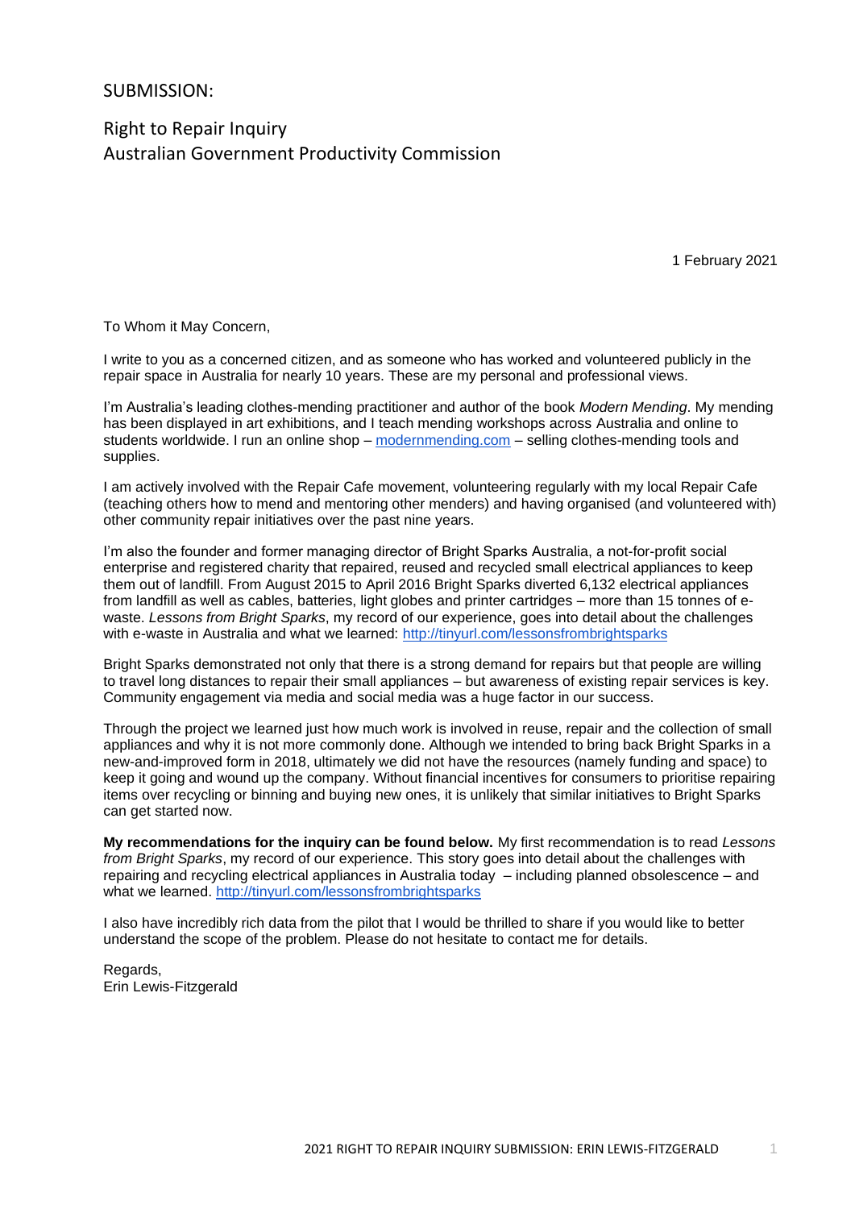SUBMISSION:

Right to Repair Inquiry
Australian Government Productivity Commission

1 February 2021

To Whom it May Concern,

I write to you as a concerned citizen, and as someone who has worked and volunteered publicly in the repair space in Australia for nearly 10 years. These are my personal and professional views.

I'm Australia's leading clothes-mending practitioner and author of the book *Modern Mending*. My mending has been displayed in art exhibitions, and I teach mending workshops across Australia and online to students worldwide. I run an online shop – [modernmending.com](modernmending.com) – selling clothes-mending tools and supplies.

I am actively involved with the Repair Cafe movement, volunteering regularly with my local Repair Cafe (teaching others how to mend and mentoring other menders) and having organised (and volunteered with) other community repair initiatives over the past nine years.

I'm also the founder and former managing director of Bright Sparks Australia, a not-for-profit social enterprise and registered charity that repaired, reused and recycled small electrical appliances to keep them out of landfill. From August 2015 to April 2016 Bright Sparks diverted 6,132 electrical appliances from landfill as well as cables, batteries, light globes and printer cartridges – more than 15 tonnes of e-waste. *Lessons from Bright Sparks*, my record of our experience, goes into detail about the challenges with e-waste in Australia and what we learned: [http://tinyurl.com/lessonsfrombrightsparks](http://tinyurl.com/lessonsfrombrightsparks)

Bright Sparks demonstrated not only that there is a strong demand for repairs but that people are willing to travel long distances to repair their small appliances – but awareness of existing repair services is key. Community engagement via media and social media was a huge factor in our success.

Through the project we learned just how much work is involved in reuse, repair and the collection of small appliances and why it is not more commonly done. Although we intended to bring back Bright Sparks in a new-and-improved form in 2018, ultimately we did not have the resources (namely funding and space) to keep it going and wound up the company. Without financial incentives for consumers to prioritise repairing items over recycling or binning and buying new ones, it is unlikely that similar initiatives to Bright Sparks can get started now.

**My recommendations for the inquiry can be found below.** My first recommendation is to read *Lessons from Bright Sparks*, my record of our experience. This story goes into detail about the challenges with repairing and recycling electrical appliances in Australia today – including planned obsolescence – and what we learned. [http://tinyurl.com/lessonsfrombrightsparks](http://tinyurl.com/lessonsfrombrightsparks)

I also have incredibly rich data from the pilot that I would be thrilled to share if you would like to better understand the scope of the problem. Please do not hesitate to contact me for details.

Regards,
Erin Lewis-Fitzgerald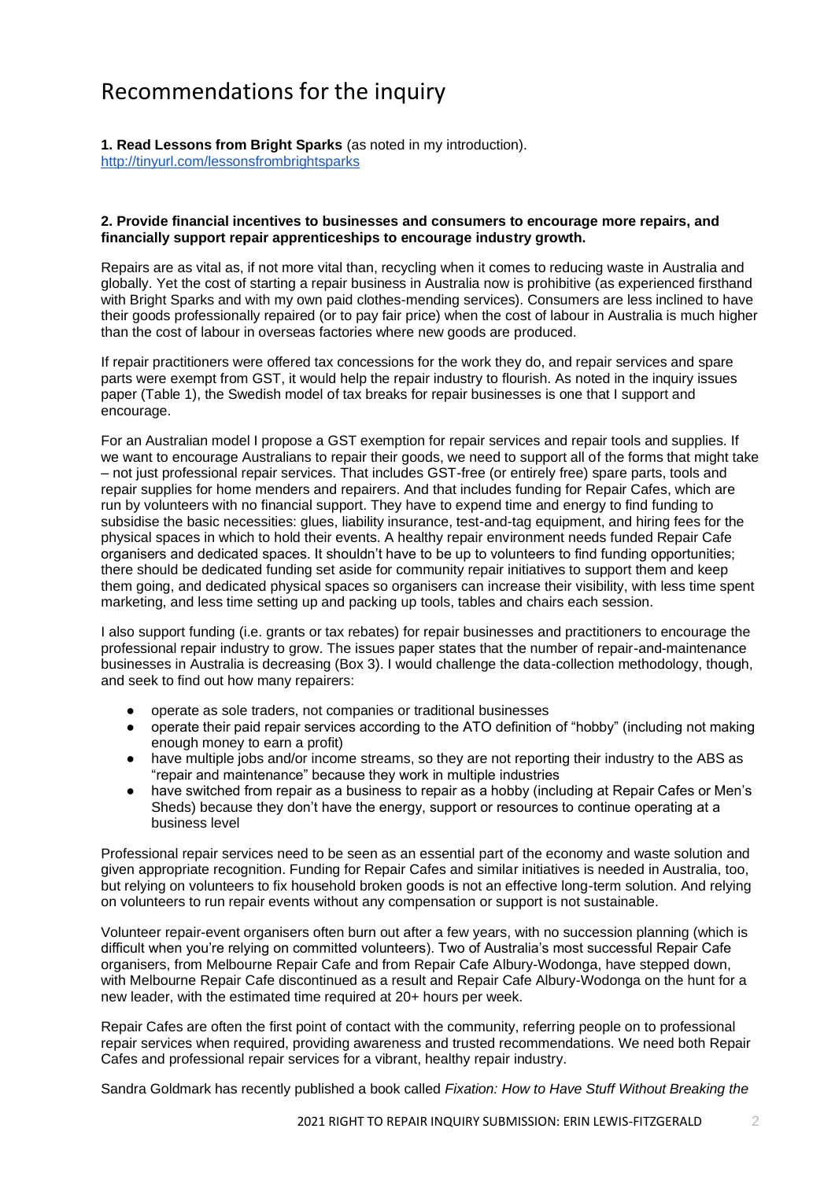# Recommendations for the inquiry

**1. Read Lessons from Bright Sparks** (as noted in my introduction).
http://tinyurl.com/lessonsfrombrightsparks

**2. Provide financial incentives to businesses and consumers to encourage more repairs, and financially support repair apprenticeships to encourage industry growth.**

Repairs are as vital as, if not more vital than, recycling when it comes to reducing waste in Australia and globally. Yet the cost of starting a repair business in Australia now is prohibitive (as experienced firsthand with Bright Sparks and with my own paid clothes-mending services). Consumers are less inclined to have their goods professionally repaired (or to pay fair price) when the cost of labour in Australia is much higher than the cost of labour in overseas factories where new goods are produced.

If repair practitioners were offered tax concessions for the work they do, and repair services and spare parts were exempt from GST, it would help the repair industry to flourish. As noted in the inquiry issues paper (Table 1), the Swedish model of tax breaks for repair businesses is one that I support and encourage.

For an Australian model I propose a GST exemption for repair services and repair tools and supplies. If we want to encourage Australians to repair their goods, we need to support all of the forms that might take – not just professional repair services. That includes GST-free (or entirely free) spare parts, tools and repair supplies for home menders and repairers. And that includes funding for Repair Cafes, which are run by volunteers with no financial support. They have to expend time and energy to find funding to subsidise the basic necessities: glues, liability insurance, test-and-tag equipment, and hiring fees for the physical spaces in which to hold their events. A healthy repair environment needs funded Repair Cafe organisers and dedicated spaces. It shouldn't have to be up to volunteers to find funding opportunities; there should be dedicated funding set aside for community repair initiatives to support them and keep them going, and dedicated physical spaces so organisers can increase their visibility, with less time spent marketing, and less time setting up and packing up tools, tables and chairs each session.

I also support funding (i.e. grants or tax rebates) for repair businesses and practitioners to encourage the professional repair industry to grow. The issues paper states that the number of repair-and-maintenance businesses in Australia is decreasing (Box 3). I would challenge the data-collection methodology, though, and seek to find out how many repairers:

- operate as sole traders, not companies or traditional businesses
- operate their paid repair services according to the ATO definition of "hobby" (including not making enough money to earn a profit)
- have multiple jobs and/or income streams, so they are not reporting their industry to the ABS as "repair and maintenance" because they work in multiple industries
- have switched from repair as a business to repair as a hobby (including at Repair Cafes or Men's Sheds) because they don't have the energy, support or resources to continue operating at a business level

Professional repair services need to be seen as an essential part of the economy and waste solution and given appropriate recognition. Funding for Repair Cafes and similar initiatives is needed in Australia, too, but relying on volunteers to fix household broken goods is not an effective long-term solution. And relying on volunteers to run repair events without any compensation or support is not sustainable.

Volunteer repair-event organisers often burn out after a few years, with no succession planning (which is difficult when you're relying on committed volunteers). Two of Australia's most successful Repair Cafe organisers, from Melbourne Repair Cafe and from Repair Cafe Albury-Wodonga, have stepped down, with Melbourne Repair Cafe discontinued as a result and Repair Cafe Albury-Wodonga on the hunt for a new leader, with the estimated time required at 20+ hours per week.

Repair Cafes are often the first point of contact with the community, referring people on to professional repair services when required, providing awareness and trusted recommendations. We need both Repair Cafes and professional repair services for a vibrant, healthy repair industry.

Sandra Goldmark has recently published a book called *Fixation: How to Have Stuff Without Breaking the*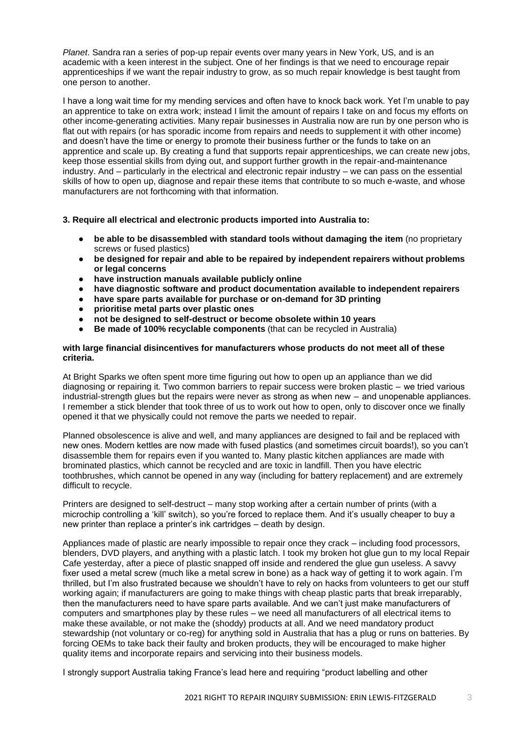*Planet*. Sandra ran a series of pop-up repair events over many years in New York, US, and is an academic with a keen interest in the subject. One of her findings is that we need to encourage repair apprenticeships if we want the repair industry to grow, as so much repair knowledge is best taught from one person to another.

I have a long wait time for my mending services and often have to knock back work. Yet I'm unable to pay an apprentice to take on extra work; instead I limit the amount of repairs I take on and focus my efforts on other income-generating activities. Many repair businesses in Australia now are run by one person who is flat out with repairs (or has sporadic income from repairs and needs to supplement it with other income) and doesn't have the time or energy to promote their business further or the funds to take on an apprentice and scale up. By creating a fund that supports repair apprenticeships, we can create new jobs, keep those essential skills from dying out, and support further growth in the repair-and-maintenance industry. And – particularly in the electrical and electronic repair industry – we can pass on the essential skills of how to open up, diagnose and repair these items that contribute to so much e-waste, and whose manufacturers are not forthcoming with that information.

**3. Require all electrical and electronic products imported into Australia to:**

- **be able to be disassembled with standard tools without damaging the item** (no proprietary screws or fused plastics)
- **be designed for repair and able to be repaired by independent repairers without problems or legal concerns**
- **have instruction manuals available publicly online**
- **have diagnostic software and product documentation available to independent repairers**
- **have spare parts available for purchase or on-demand for 3D printing**
- **prioritise metal parts over plastic ones**
- **not be designed to self-destruct or become obsolete within 10 years**
- **Be made of 100% recyclable components** (that can be recycled in Australia)

**with large financial disincentives for manufacturers whose products do not meet all of these criteria.**

At Bright Sparks we often spent more time figuring out how to open up an appliance than we did diagnosing or repairing it. Two common barriers to repair success were broken plastic – we tried various industrial-strength glues but the repairs were never as strong as when new – and unopenable appliances. I remember a stick blender that took three of us to work out how to open, only to discover once we finally opened it that we physically could not remove the parts we needed to repair.

Planned obsolescence is alive and well, and many appliances are designed to fail and be replaced with new ones. Modern kettles are now made with fused plastics (and sometimes circuit boards!), so you can't disassemble them for repairs even if you wanted to. Many plastic kitchen appliances are made with brominated plastics, which cannot be recycled and are toxic in landfill. Then you have electric toothbrushes, which cannot be opened in any way (including for battery replacement) and are extremely difficult to recycle.

Printers are designed to self-destruct – many stop working after a certain number of prints (with a microchip controlling a 'kill' switch), so you're forced to replace them. And it's usually cheaper to buy a new printer than replace a printer's ink cartridges – death by design.

Appliances made of plastic are nearly impossible to repair once they crack – including food processors, blenders, DVD players, and anything with a plastic latch. I took my broken hot glue gun to my local Repair Cafe yesterday, after a piece of plastic snapped off inside and rendered the glue gun useless. A savvy fixer used a metal screw (much like a metal screw in bone) as a hack way of getting it to work again. I'm thrilled, but I'm also frustrated because we shouldn't have to rely on hacks from volunteers to get our stuff working again; if manufacturers are going to make things with cheap plastic parts that break irreparably, then the manufacturers need to have spare parts available. And we can't just make manufacturers of computers and smartphones play by these rules – we need all manufacturers of all electrical items to make these available, or not make the (shoddy) products at all. And we need mandatory product stewardship (not voluntary or co-reg) for anything sold in Australia that has a plug or runs on batteries. By forcing OEMs to take back their faulty and broken products, they will be encouraged to make higher quality items and incorporate repairs and servicing into their business models.

I strongly support Australia taking France's lead here and requiring "product labelling and other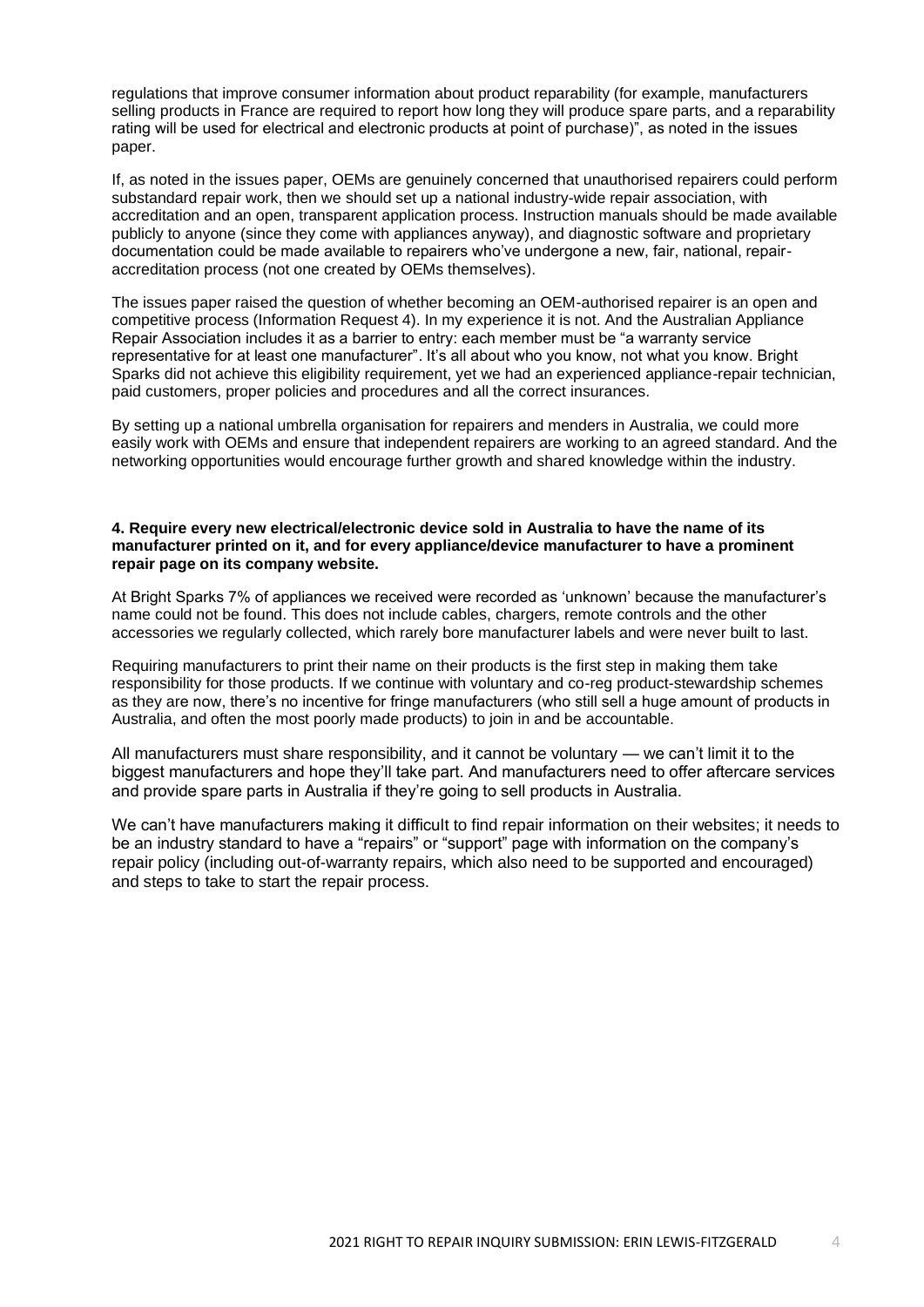regulations that improve consumer information about product reparability (for example, manufacturers selling products in France are required to report how long they will produce spare parts, and a reparability rating will be used for electrical and electronic products at point of purchase)", as noted in the issues paper.

If, as noted in the issues paper, OEMs are genuinely concerned that unauthorised repairers could perform substandard repair work, then we should set up a national industry-wide repair association, with accreditation and an open, transparent application process. Instruction manuals should be made available publicly to anyone (since they come with appliances anyway), and diagnostic software and proprietary documentation could be made available to repairers who've undergone a new, fair, national, repair-accreditation process (not one created by OEMs themselves).

The issues paper raised the question of whether becoming an OEM-authorised repairer is an open and competitive process (Information Request 4). In my experience it is not. And the Australian Appliance Repair Association includes it as a barrier to entry: each member must be "a warranty service representative for at least one manufacturer". It's all about who you know, not what you know. Bright Sparks did not achieve this eligibility requirement, yet we had an experienced appliance-repair technician, paid customers, proper policies and procedures and all the correct insurances.

By setting up a national umbrella organisation for repairers and menders in Australia, we could more easily work with OEMs and ensure that independent repairers are working to an agreed standard. And the networking opportunities would encourage further growth and shared knowledge within the industry.

**4. Require every new electrical/electronic device sold in Australia to have the name of its manufacturer printed on it, and for every appliance/device manufacturer to have a prominent repair page on its company website.**

At Bright Sparks 7% of appliances we received were recorded as 'unknown' because the manufacturer's name could not be found. This does not include cables, chargers, remote controls and the other accessories we regularly collected, which rarely bore manufacturer labels and were never built to last.

Requiring manufacturers to print their name on their products is the first step in making them take responsibility for those products. If we continue with voluntary and co-reg product-stewardship schemes as they are now, there's no incentive for fringe manufacturers (who still sell a huge amount of products in Australia, and often the most poorly made products) to join in and be accountable.

All manufacturers must share responsibility, and it cannot be voluntary — we can't limit it to the biggest manufacturers and hope they'll take part. And manufacturers need to offer aftercare services and provide spare parts in Australia if they're going to sell products in Australia.

We can't have manufacturers making it difficult to find repair information on their websites; it needs to be an industry standard to have a "repairs" or "support" page with information on the company's repair policy (including out-of-warranty repairs, which also need to be supported and encouraged) and steps to take to start the repair process.